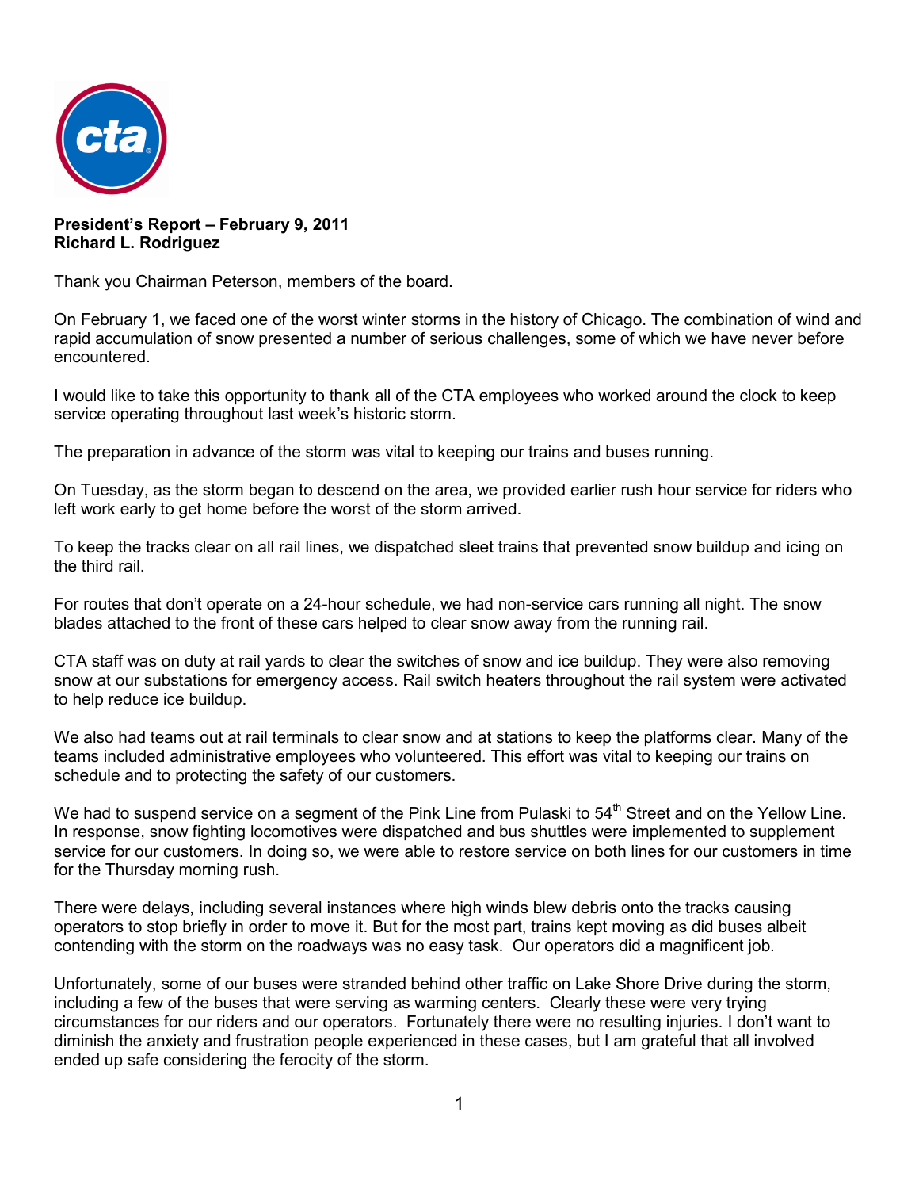**President's Report – February 9, 2011**
**Richard L. Rodriguez**

Thank you Chairman Peterson, members of the board.

On February 1, we faced one of the worst winter storms in the history of Chicago. The combination of wind and rapid accumulation of snow presented a number of serious challenges, some of which we have never before encountered.

I would like to take this opportunity to thank all of the CTA employees who worked around the clock to keep service operating throughout last week's historic storm.

The preparation in advance of the storm was vital to keeping our trains and buses running.

On Tuesday, as the storm began to descend on the area, we provided earlier rush hour service for riders who left work early to get home before the worst of the storm arrived.

To keep the tracks clear on all rail lines, we dispatched sleet trains that prevented snow buildup and icing on the third rail.

For routes that don't operate on a 24-hour schedule, we had non-service cars running all night. The snow blades attached to the front of these cars helped to clear snow away from the running rail.

CTA staff was on duty at rail yards to clear the switches of snow and ice buildup. They were also removing snow at our substations for emergency access. Rail switch heaters throughout the rail system were activated to help reduce ice buildup.

We also had teams out at rail terminals to clear snow and at stations to keep the platforms clear. Many of the teams included administrative employees who volunteered. This effort was vital to keeping our trains on schedule and to protecting the safety of our customers.

We had to suspend service on a segment of the Pink Line from Pulaski to 54th Street and on the Yellow Line. In response, snow fighting locomotives were dispatched and bus shuttles were implemented to supplement service for our customers. In doing so, we were able to restore service on both lines for our customers in time for the Thursday morning rush.

There were delays, including several instances where high winds blew debris onto the tracks causing operators to stop briefly in order to move it. But for the most part, trains kept moving as did buses albeit contending with the storm on the roadways was no easy task. Our operators did a magnificent job.

Unfortunately, some of our buses were stranded behind other traffic on Lake Shore Drive during the storm, including a few of the buses that were serving as warming centers. Clearly these were very trying circumstances for our riders and our operators. Fortunately there were no resulting injuries. I don't want to diminish the anxiety and frustration people experienced in these cases, but I am grateful that all involved ended up safe considering the ferocity of the storm.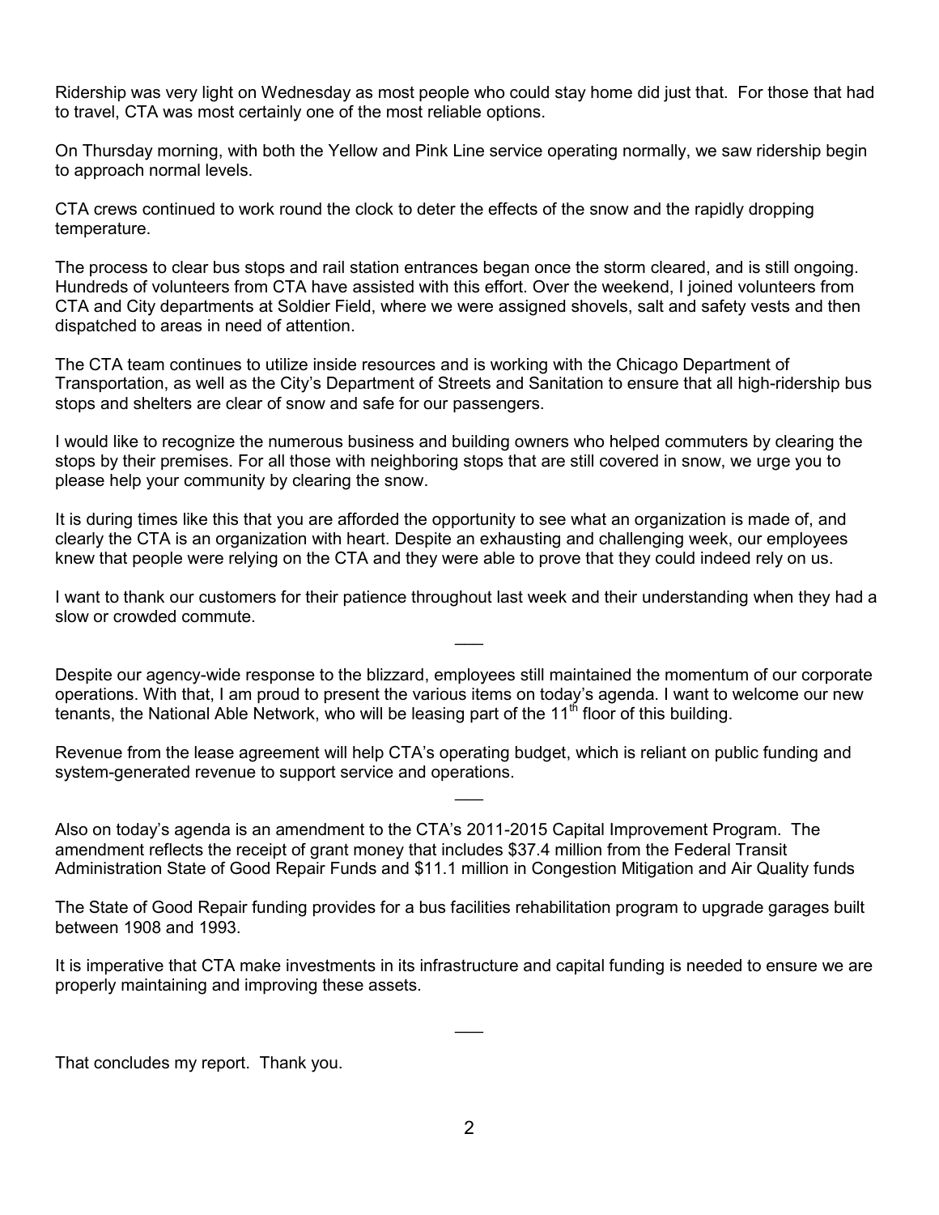Ridership was very light on Wednesday as most people who could stay home did just that. For those that had to travel, CTA was most certainly one of the most reliable options.

On Thursday morning, with both the Yellow and Pink Line service operating normally, we saw ridership begin to approach normal levels.

CTA crews continued to work round the clock to deter the effects of the snow and the rapidly dropping temperature.

The process to clear bus stops and rail station entrances began once the storm cleared, and is still ongoing. Hundreds of volunteers from CTA have assisted with this effort. Over the weekend, I joined volunteers from CTA and City departments at Soldier Field, where we were assigned shovels, salt and safety vests and then dispatched to areas in need of attention.

The CTA team continues to utilize inside resources and is working with the Chicago Department of Transportation, as well as the City's Department of Streets and Sanitation to ensure that all high-ridership bus stops and shelters are clear of snow and safe for our passengers.

I would like to recognize the numerous business and building owners who helped commuters by clearing the stops by their premises. For all those with neighboring stops that are still covered in snow, we urge you to please help your community by clearing the snow.

It is during times like this that you are afforded the opportunity to see what an organization is made of, and clearly the CTA is an organization with heart. Despite an exhausting and challenging week, our employees knew that people were relying on the CTA and they were able to prove that they could indeed rely on us.

I want to thank our customers for their patience throughout last week and their understanding when they had a slow or crowded commute.

\_\_\_

Despite our agency-wide response to the blizzard, employees still maintained the momentum of our corporate operations. With that, I am proud to present the various items on today's agenda. I want to welcome our new tenants, the National Able Network, who will be leasing part of the 11th floor of this building.

Revenue from the lease agreement will help CTA's operating budget, which is reliant on public funding and system-generated revenue to support service and operations.

\_\_\_

Also on today's agenda is an amendment to the CTA's 2011-2015 Capital Improvement Program. The amendment reflects the receipt of grant money that includes $37.4 million from the Federal Transit Administration State of Good Repair Funds and $11.1 million in Congestion Mitigation and Air Quality funds

The State of Good Repair funding provides for a bus facilities rehabilitation program to upgrade garages built between 1908 and 1993.

It is imperative that CTA make investments in its infrastructure and capital funding is needed to ensure we are properly maintaining and improving these assets.

\_\_\_

That concludes my report. Thank you.